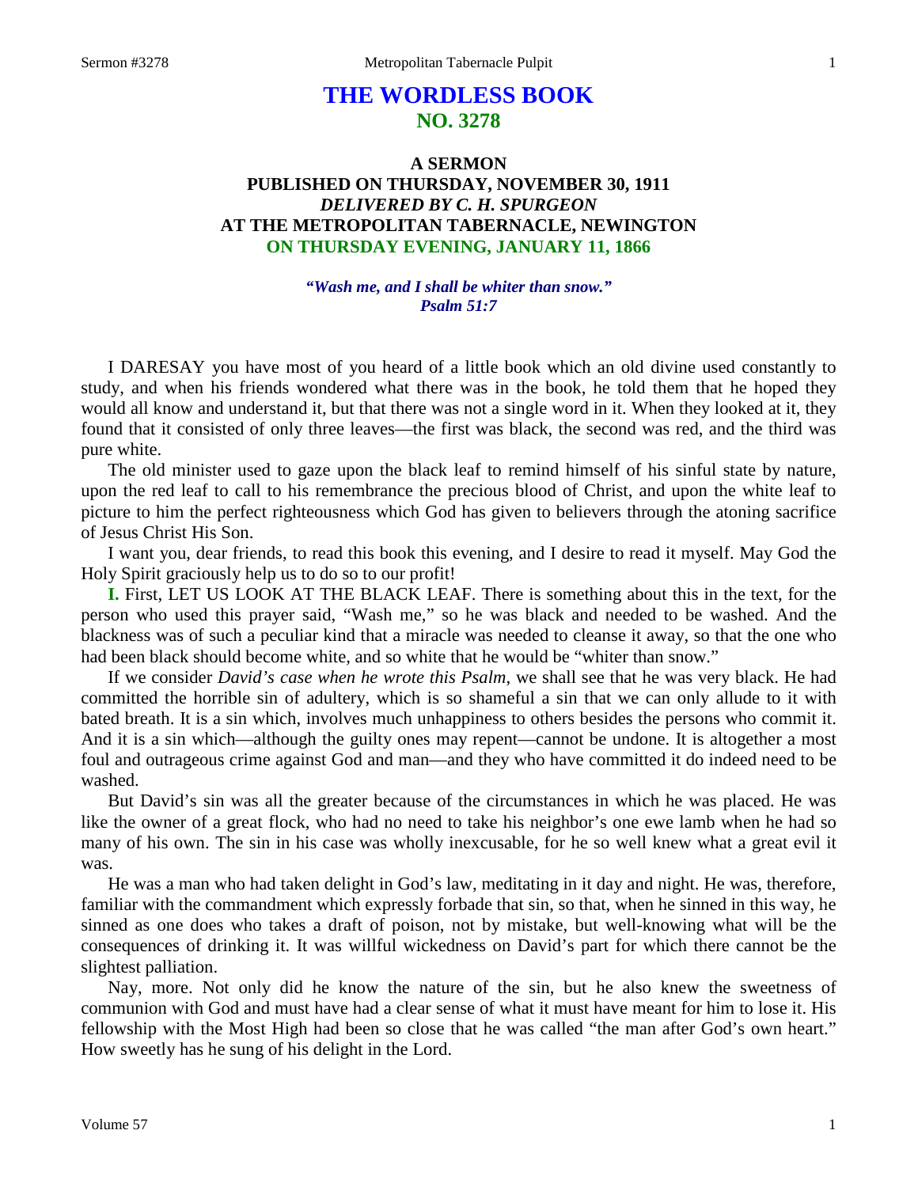# THE WORDLESS BOOK
## NO. 3278

### A SERMON
### PUBLISHED ON THURSDAY, NOVEMBER 30, 1911
### *DELIVERED BY C. H. SPURGEON*
### AT THE METROPOLITAN TABERNACLE, NEWINGTON
### ON THURSDAY EVENING, JANUARY 11, 1866

***"Wash me, and I shall be whiter than snow."***
***Psalm 51:7***

I DARESAY you have most of you heard of a little book which an old divine used constantly to study, and when his friends wondered what there was in the book, he told them that he hoped they would all know and understand it, but that there was not a single word in it. When they looked at it, they found that it consisted of only three leaves—the first was black, the second was red, and the third was pure white.

The old minister used to gaze upon the black leaf to remind himself of his sinful state by nature, upon the red leaf to call to his remembrance the precious blood of Christ, and upon the white leaf to picture to him the perfect righteousness which God has given to believers through the atoning sacrifice of Jesus Christ His Son.

I want you, dear friends, to read this book this evening, and I desire to read it myself. May God the Holy Spirit graciously help us to do so to our profit!

**I.** First, LET US LOOK AT THE BLACK LEAF. There is something about this in the text, for the person who used this prayer said, "Wash me," so he was black and needed to be washed. And the blackness was of such a peculiar kind that a miracle was needed to cleanse it away, so that the one who had been black should become white, and so white that he would be "whiter than snow."

If we consider *David's case when he wrote this Psalm*, we shall see that he was very black. He had committed the horrible sin of adultery, which is so shameful a sin that we can only allude to it with bated breath. It is a sin which, involves much unhappiness to others besides the persons who commit it. And it is a sin which—although the guilty ones may repent—cannot be undone. It is altogether a most foul and outrageous crime against God and man—and they who have committed it do indeed need to be washed.

But David's sin was all the greater because of the circumstances in which he was placed. He was like the owner of a great flock, who had no need to take his neighbor's one ewe lamb when he had so many of his own. The sin in his case was wholly inexcusable, for he so well knew what a great evil it was.

He was a man who had taken delight in God's law, meditating in it day and night. He was, therefore, familiar with the commandment which expressly forbade that sin, so that, when he sinned in this way, he sinned as one does who takes a draft of poison, not by mistake, but well-knowing what will be the consequences of drinking it. It was willful wickedness on David's part for which there cannot be the slightest palliation.

Nay, more. Not only did he know the nature of the sin, but he also knew the sweetness of communion with God and must have had a clear sense of what it must have meant for him to lose it. His fellowship with the Most High had been so close that he was called "the man after God's own heart." How sweetly has he sung of his delight in the Lord.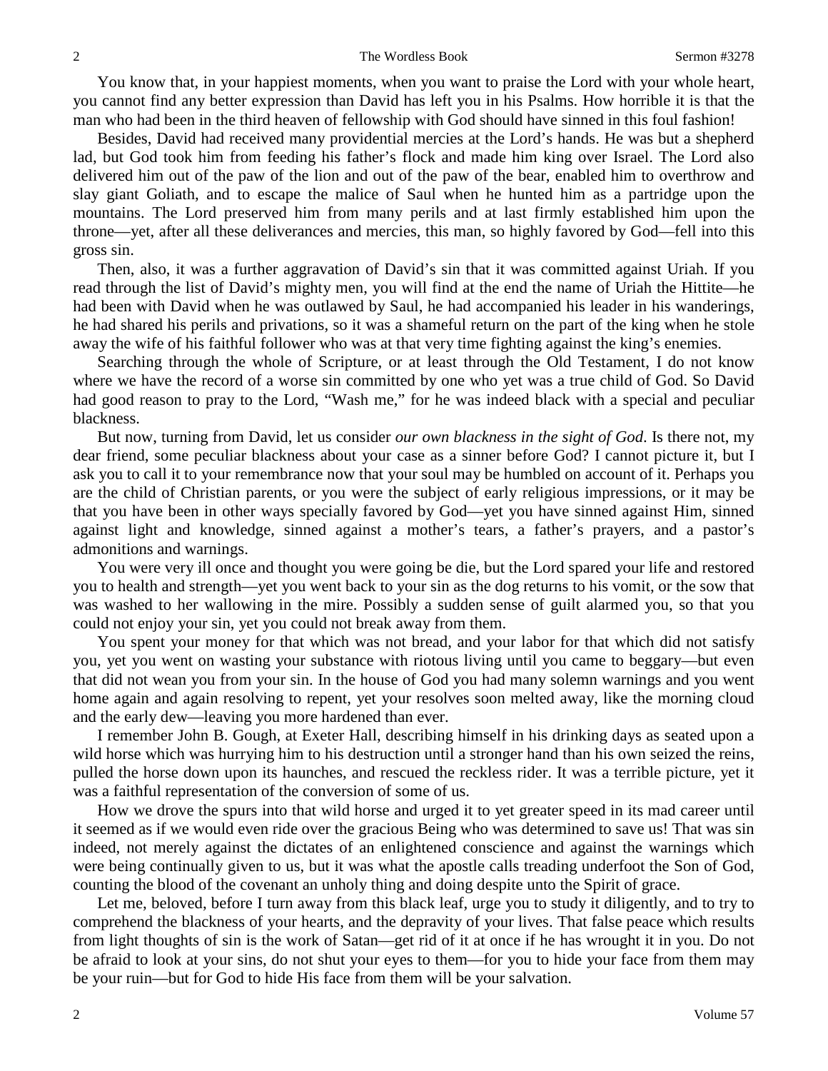You know that, in your happiest moments, when you want to praise the Lord with your whole heart, you cannot find any better expression than David has left you in his Psalms. How horrible it is that the man who had been in the third heaven of fellowship with God should have sinned in this foul fashion!

Besides, David had received many providential mercies at the Lord's hands. He was but a shepherd lad, but God took him from feeding his father's flock and made him king over Israel. The Lord also delivered him out of the paw of the lion and out of the paw of the bear, enabled him to overthrow and slay giant Goliath, and to escape the malice of Saul when he hunted him as a partridge upon the mountains. The Lord preserved him from many perils and at last firmly established him upon the throne—yet, after all these deliverances and mercies, this man, so highly favored by God—fell into this gross sin.

Then, also, it was a further aggravation of David's sin that it was committed against Uriah. If you read through the list of David's mighty men, you will find at the end the name of Uriah the Hittite—he had been with David when he was outlawed by Saul, he had accompanied his leader in his wanderings, he had shared his perils and privations, so it was a shameful return on the part of the king when he stole away the wife of his faithful follower who was at that very time fighting against the king's enemies.

Searching through the whole of Scripture, or at least through the Old Testament, I do not know where we have the record of a worse sin committed by one who yet was a true child of God. So David had good reason to pray to the Lord, "Wash me," for he was indeed black with a special and peculiar blackness.

But now, turning from David, let us consider *our own blackness in the sight of God*. Is there not, my dear friend, some peculiar blackness about your case as a sinner before God? I cannot picture it, but I ask you to call it to your remembrance now that your soul may be humbled on account of it. Perhaps you are the child of Christian parents, or you were the subject of early religious impressions, or it may be that you have been in other ways specially favored by God—yet you have sinned against Him, sinned against light and knowledge, sinned against a mother's tears, a father's prayers, and a pastor's admonitions and warnings.

You were very ill once and thought you were going be die, but the Lord spared your life and restored you to health and strength—yet you went back to your sin as the dog returns to his vomit, or the sow that was washed to her wallowing in the mire. Possibly a sudden sense of guilt alarmed you, so that you could not enjoy your sin, yet you could not break away from them.

You spent your money for that which was not bread, and your labor for that which did not satisfy you, yet you went on wasting your substance with riotous living until you came to beggary—but even that did not wean you from your sin. In the house of God you had many solemn warnings and you went home again and again resolving to repent, yet your resolves soon melted away, like the morning cloud and the early dew—leaving you more hardened than ever.

I remember John B. Gough, at Exeter Hall, describing himself in his drinking days as seated upon a wild horse which was hurrying him to his destruction until a stronger hand than his own seized the reins, pulled the horse down upon its haunches, and rescued the reckless rider. It was a terrible picture, yet it was a faithful representation of the conversion of some of us.

How we drove the spurs into that wild horse and urged it to yet greater speed in its mad career until it seemed as if we would even ride over the gracious Being who was determined to save us! That was sin indeed, not merely against the dictates of an enlightened conscience and against the warnings which were being continually given to us, but it was what the apostle calls treading underfoot the Son of God, counting the blood of the covenant an unholy thing and doing despite unto the Spirit of grace.

Let me, beloved, before I turn away from this black leaf, urge you to study it diligently, and to try to comprehend the blackness of your hearts, and the depravity of your lives. That false peace which results from light thoughts of sin is the work of Satan—get rid of it at once if he has wrought it in you. Do not be afraid to look at your sins, do not shut your eyes to them—for you to hide your face from them may be your ruin—but for God to hide His face from them will be your salvation.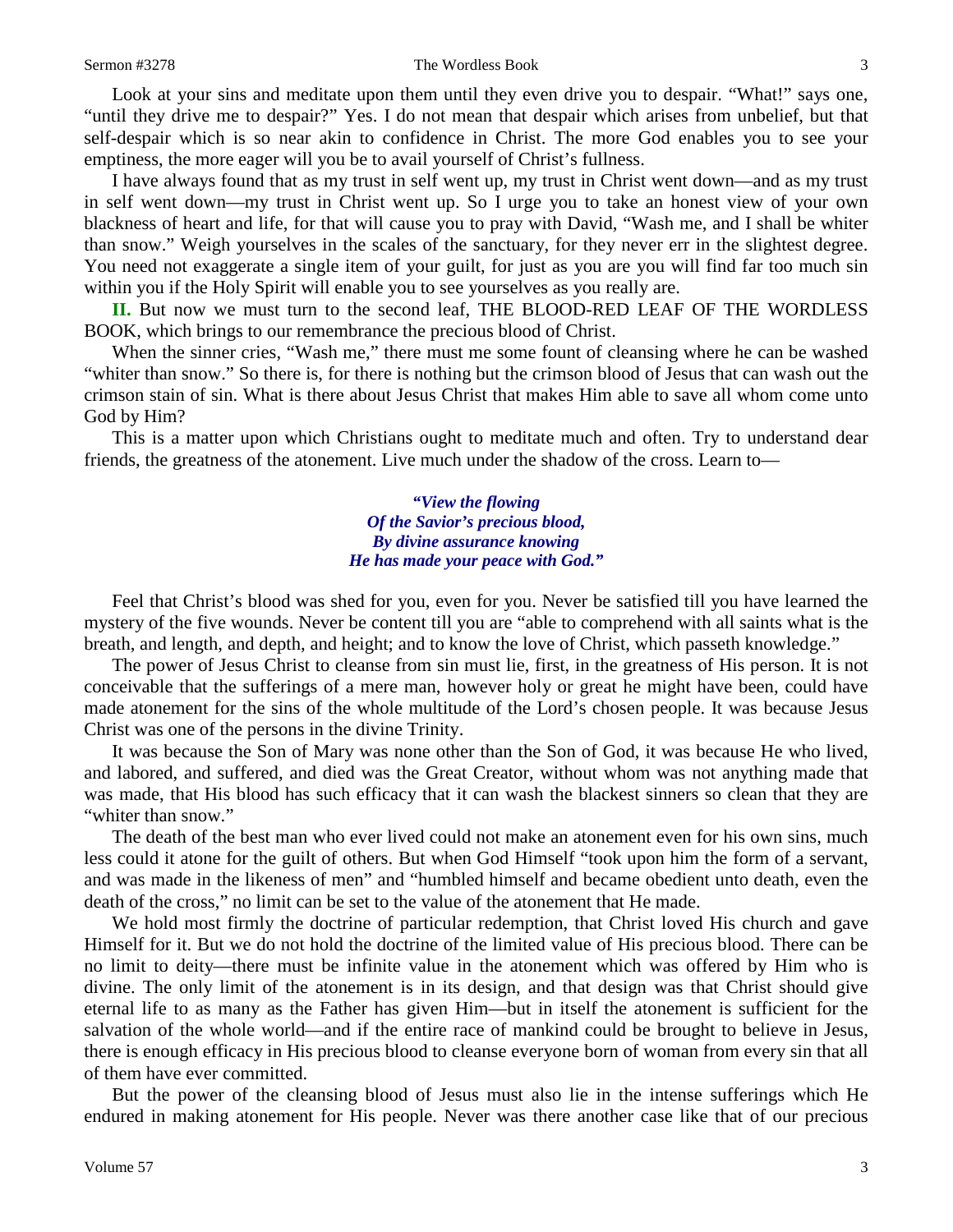Look at your sins and meditate upon them until they even drive you to despair. "What!" says one, "until they drive me to despair?" Yes. I do not mean that despair which arises from unbelief, but that self-despair which is so near akin to confidence in Christ. The more God enables you to see your emptiness, the more eager will you be to avail yourself of Christ's fullness.

I have always found that as my trust in self went up, my trust in Christ went down—and as my trust in self went down—my trust in Christ went up. So I urge you to take an honest view of your own blackness of heart and life, for that will cause you to pray with David, "Wash me, and I shall be whiter than snow." Weigh yourselves in the scales of the sanctuary, for they never err in the slightest degree. You need not exaggerate a single item of your guilt, for just as you are you will find far too much sin within you if the Holy Spirit will enable you to see yourselves as you really are.

**II.** But now we must turn to the second leaf, THE BLOOD-RED LEAF OF THE WORDLESS BOOK, which brings to our remembrance the precious blood of Christ.

When the sinner cries, "Wash me," there must me some fount of cleansing where he can be washed "whiter than snow." So there is, for there is nothing but the crimson blood of Jesus that can wash out the crimson stain of sin. What is there about Jesus Christ that makes Him able to save all whom come unto God by Him?

This is a matter upon which Christians ought to meditate much and often. Try to understand dear friends, the greatness of the atonement. Live much under the shadow of the cross. Learn to—

> *"View the flowing*
> *Of the Savior's precious blood,*
> *By divine assurance knowing*
> *He has made your peace with God."*

Feel that Christ's blood was shed for you, even for you. Never be satisfied till you have learned the mystery of the five wounds. Never be content till you are "able to comprehend with all saints what is the breath, and length, and depth, and height; and to know the love of Christ, which passeth knowledge."

The power of Jesus Christ to cleanse from sin must lie, first, in the greatness of His person. It is not conceivable that the sufferings of a mere man, however holy or great he might have been, could have made atonement for the sins of the whole multitude of the Lord's chosen people. It was because Jesus Christ was one of the persons in the divine Trinity.

It was because the Son of Mary was none other than the Son of God, it was because He who lived, and labored, and suffered, and died was the Great Creator, without whom was not anything made that was made, that His blood has such efficacy that it can wash the blackest sinners so clean that they are "whiter than snow."

The death of the best man who ever lived could not make an atonement even for his own sins, much less could it atone for the guilt of others. But when God Himself "took upon him the form of a servant, and was made in the likeness of men" and "humbled himself and became obedient unto death, even the death of the cross," no limit can be set to the value of the atonement that He made.

We hold most firmly the doctrine of particular redemption, that Christ loved His church and gave Himself for it. But we do not hold the doctrine of the limited value of His precious blood. There can be no limit to deity—there must be infinite value in the atonement which was offered by Him who is divine. The only limit of the atonement is in its design, and that design was that Christ should give eternal life to as many as the Father has given Him—but in itself the atonement is sufficient for the salvation of the whole world—and if the entire race of mankind could be brought to believe in Jesus, there is enough efficacy in His precious blood to cleanse everyone born of woman from every sin that all of them have ever committed.

But the power of the cleansing blood of Jesus must also lie in the intense sufferings which He endured in making atonement for His people. Never was there another case like that of our precious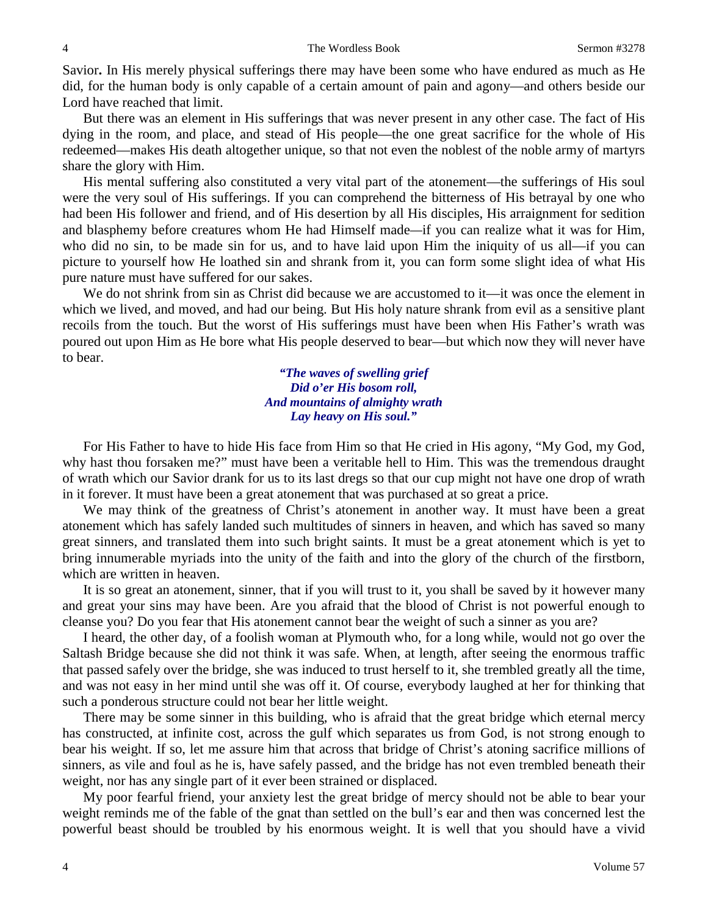Savior**.** In His merely physical sufferings there may have been some who have endured as much as He did, for the human body is only capable of a certain amount of pain and agony—and others beside our Lord have reached that limit.

But there was an element in His sufferings that was never present in any other case. The fact of His dying in the room, and place, and stead of His people—the one great sacrifice for the whole of His redeemed—makes His death altogether unique, so that not even the noblest of the noble army of martyrs share the glory with Him.

His mental suffering also constituted a very vital part of the atonement—the sufferings of His soul were the very soul of His sufferings. If you can comprehend the bitterness of His betrayal by one who had been His follower and friend, and of His desertion by all His disciples, His arraignment for sedition and blasphemy before creatures whom He had Himself made—if you can realize what it was for Him, who did no sin, to be made sin for us, and to have laid upon Him the iniquity of us all—if you can picture to yourself how He loathed sin and shrank from it, you can form some slight idea of what His pure nature must have suffered for our sakes.

We do not shrink from sin as Christ did because we are accustomed to it—it was once the element in which we lived, and moved, and had our being. But His holy nature shrank from evil as a sensitive plant recoils from the touch. But the worst of His sufferings must have been when His Father's wrath was poured out upon Him as He bore what His people deserved to bear—but which now they will never have to bear.

> ***"The waves of swelling grief***
> ***Did o'er His bosom roll,***
> ***And mountains of almighty wrath***
> ***Lay heavy on His soul."***

For His Father to have to hide His face from Him so that He cried in His agony, "My God, my God, why hast thou forsaken me?" must have been a veritable hell to Him. This was the tremendous draught of wrath which our Savior drank for us to its last dregs so that our cup might not have one drop of wrath in it forever. It must have been a great atonement that was purchased at so great a price.

We may think of the greatness of Christ's atonement in another way. It must have been a great atonement which has safely landed such multitudes of sinners in heaven, and which has saved so many great sinners, and translated them into such bright saints. It must be a great atonement which is yet to bring innumerable myriads into the unity of the faith and into the glory of the church of the firstborn, which are written in heaven.

It is so great an atonement, sinner, that if you will trust to it, you shall be saved by it however many and great your sins may have been. Are you afraid that the blood of Christ is not powerful enough to cleanse you? Do you fear that His atonement cannot bear the weight of such a sinner as you are?

I heard, the other day, of a foolish woman at Plymouth who, for a long while, would not go over the Saltash Bridge because she did not think it was safe. When, at length, after seeing the enormous traffic that passed safely over the bridge, she was induced to trust herself to it, she trembled greatly all the time, and was not easy in her mind until she was off it. Of course, everybody laughed at her for thinking that such a ponderous structure could not bear her little weight.

There may be some sinner in this building, who is afraid that the great bridge which eternal mercy has constructed, at infinite cost, across the gulf which separates us from God, is not strong enough to bear his weight. If so, let me assure him that across that bridge of Christ's atoning sacrifice millions of sinners, as vile and foul as he is, have safely passed, and the bridge has not even trembled beneath their weight, nor has any single part of it ever been strained or displaced.

My poor fearful friend, your anxiety lest the great bridge of mercy should not be able to bear your weight reminds me of the fable of the gnat than settled on the bull's ear and then was concerned lest the powerful beast should be troubled by his enormous weight. It is well that you should have a vivid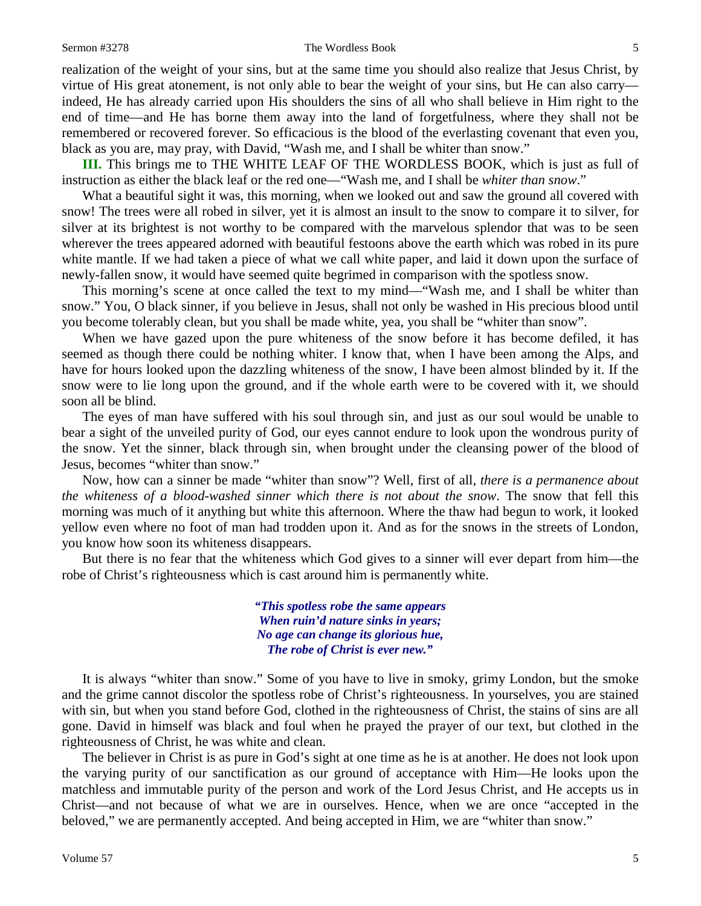realization of the weight of your sins, but at the same time you should also realize that Jesus Christ, by virtue of His great atonement, is not only able to bear the weight of your sins, but He can also carry—indeed, He has already carried upon His shoulders the sins of all who shall believe in Him right to the end of time—and He has borne them away into the land of forgetfulness, where they shall not be remembered or recovered forever. So efficacious is the blood of the everlasting covenant that even you, black as you are, may pray, with David, "Wash me, and I shall be whiter than snow."

**III.** This brings me to THE WHITE LEAF OF THE WORDLESS BOOK, which is just as full of instruction as either the black leaf or the red one—"Wash me, and I shall be *whiter than snow*."

What a beautiful sight it was, this morning, when we looked out and saw the ground all covered with snow! The trees were all robed in silver, yet it is almost an insult to the snow to compare it to silver, for silver at its brightest is not worthy to be compared with the marvelous splendor that was to be seen wherever the trees appeared adorned with beautiful festoons above the earth which was robed in its pure white mantle. If we had taken a piece of what we call white paper, and laid it down upon the surface of newly-fallen snow, it would have seemed quite begrimed in comparison with the spotless snow.

This morning's scene at once called the text to my mind—"Wash me, and I shall be whiter than snow." You, O black sinner, if you believe in Jesus, shall not only be washed in His precious blood until you become tolerably clean, but you shall be made white, yea, you shall be "whiter than snow".

When we have gazed upon the pure whiteness of the snow before it has become defiled, it has seemed as though there could be nothing whiter. I know that, when I have been among the Alps, and have for hours looked upon the dazzling whiteness of the snow, I have been almost blinded by it. If the snow were to lie long upon the ground, and if the whole earth were to be covered with it, we should soon all be blind.

The eyes of man have suffered with his soul through sin, and just as our soul would be unable to bear a sight of the unveiled purity of God, our eyes cannot endure to look upon the wondrous purity of the snow. Yet the sinner, black through sin, when brought under the cleansing power of the blood of Jesus, becomes "whiter than snow."

Now, how can a sinner be made "whiter than snow"? Well, first of all, *there is a permanence about the whiteness of a blood-washed sinner which there is not about the snow*. The snow that fell this morning was much of it anything but white this afternoon. Where the thaw had begun to work, it looked yellow even where no foot of man had trodden upon it. And as for the snows in the streets of London, you know how soon its whiteness disappears.

But there is no fear that the whiteness which God gives to a sinner will ever depart from him—the robe of Christ's righteousness which is cast around him is permanently white.

> ***"This spotless robe the same appears***
> ***When ruin'd nature sinks in years;***
> ***No age can change its glorious hue,***
> ***The robe of Christ is ever new."***

It is always "whiter than snow." Some of you have to live in smoky, grimy London, but the smoke and the grime cannot discolor the spotless robe of Christ's righteousness. In yourselves, you are stained with sin, but when you stand before God, clothed in the righteousness of Christ, the stains of sins are all gone. David in himself was black and foul when he prayed the prayer of our text, but clothed in the righteousness of Christ, he was white and clean.

The believer in Christ is as pure in God's sight at one time as he is at another. He does not look upon the varying purity of our sanctification as our ground of acceptance with Him—He looks upon the matchless and immutable purity of the person and work of the Lord Jesus Christ, and He accepts us in Christ—and not because of what we are in ourselves. Hence, when we are once "accepted in the beloved," we are permanently accepted. And being accepted in Him, we are "whiter than snow."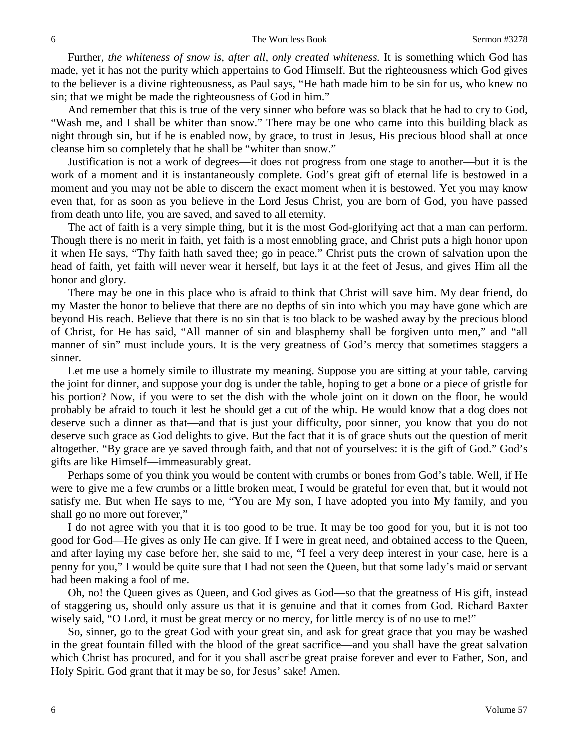Further, *the whiteness of snow is, after all, only created whiteness.* It is something which God has made, yet it has not the purity which appertains to God Himself. But the righteousness which God gives to the believer is a divine righteousness, as Paul says, "He hath made him to be sin for us, who knew no sin; that we might be made the righteousness of God in him."

And remember that this is true of the very sinner who before was so black that he had to cry to God, "Wash me, and I shall be whiter than snow." There may be one who came into this building black as night through sin, but if he is enabled now, by grace, to trust in Jesus, His precious blood shall at once cleanse him so completely that he shall be "whiter than snow."

Justification is not a work of degrees—it does not progress from one stage to another—but it is the work of a moment and it is instantaneously complete. God's great gift of eternal life is bestowed in a moment and you may not be able to discern the exact moment when it is bestowed. Yet you may know even that, for as soon as you believe in the Lord Jesus Christ, you are born of God, you have passed from death unto life, you are saved, and saved to all eternity.

The act of faith is a very simple thing, but it is the most God-glorifying act that a man can perform. Though there is no merit in faith, yet faith is a most ennobling grace, and Christ puts a high honor upon it when He says, "Thy faith hath saved thee; go in peace." Christ puts the crown of salvation upon the head of faith, yet faith will never wear it herself, but lays it at the feet of Jesus, and gives Him all the honor and glory.

There may be one in this place who is afraid to think that Christ will save him. My dear friend, do my Master the honor to believe that there are no depths of sin into which you may have gone which are beyond His reach. Believe that there is no sin that is too black to be washed away by the precious blood of Christ, for He has said, "All manner of sin and blasphemy shall be forgiven unto men," and "all manner of sin" must include yours. It is the very greatness of God's mercy that sometimes staggers a sinner.

Let me use a homely simile to illustrate my meaning. Suppose you are sitting at your table, carving the joint for dinner, and suppose your dog is under the table, hoping to get a bone or a piece of gristle for his portion? Now, if you were to set the dish with the whole joint on it down on the floor, he would probably be afraid to touch it lest he should get a cut of the whip. He would know that a dog does not deserve such a dinner as that—and that is just your difficulty, poor sinner, you know that you do not deserve such grace as God delights to give. But the fact that it is of grace shuts out the question of merit altogether. "By grace are ye saved through faith, and that not of yourselves: it is the gift of God." God's gifts are like Himself—immeasurably great.

Perhaps some of you think you would be content with crumbs or bones from God's table. Well, if He were to give me a few crumbs or a little broken meat, I would be grateful for even that, but it would not satisfy me. But when He says to me, "You are My son, I have adopted you into My family, and you shall go no more out forever,"

I do not agree with you that it is too good to be true. It may be too good for you, but it is not too good for God—He gives as only He can give. If I were in great need, and obtained access to the Queen, and after laying my case before her, she said to me, "I feel a very deep interest in your case, here is a penny for you," I would be quite sure that I had not seen the Queen, but that some lady's maid or servant had been making a fool of me.

Oh, no! the Queen gives as Queen, and God gives as God—so that the greatness of His gift, instead of staggering us, should only assure us that it is genuine and that it comes from God. Richard Baxter wisely said, "O Lord, it must be great mercy or no mercy, for little mercy is of no use to me!"

So, sinner, go to the great God with your great sin, and ask for great grace that you may be washed in the great fountain filled with the blood of the great sacrifice—and you shall have the great salvation which Christ has procured, and for it you shall ascribe great praise forever and ever to Father, Son, and Holy Spirit. God grant that it may be so, for Jesus' sake! Amen.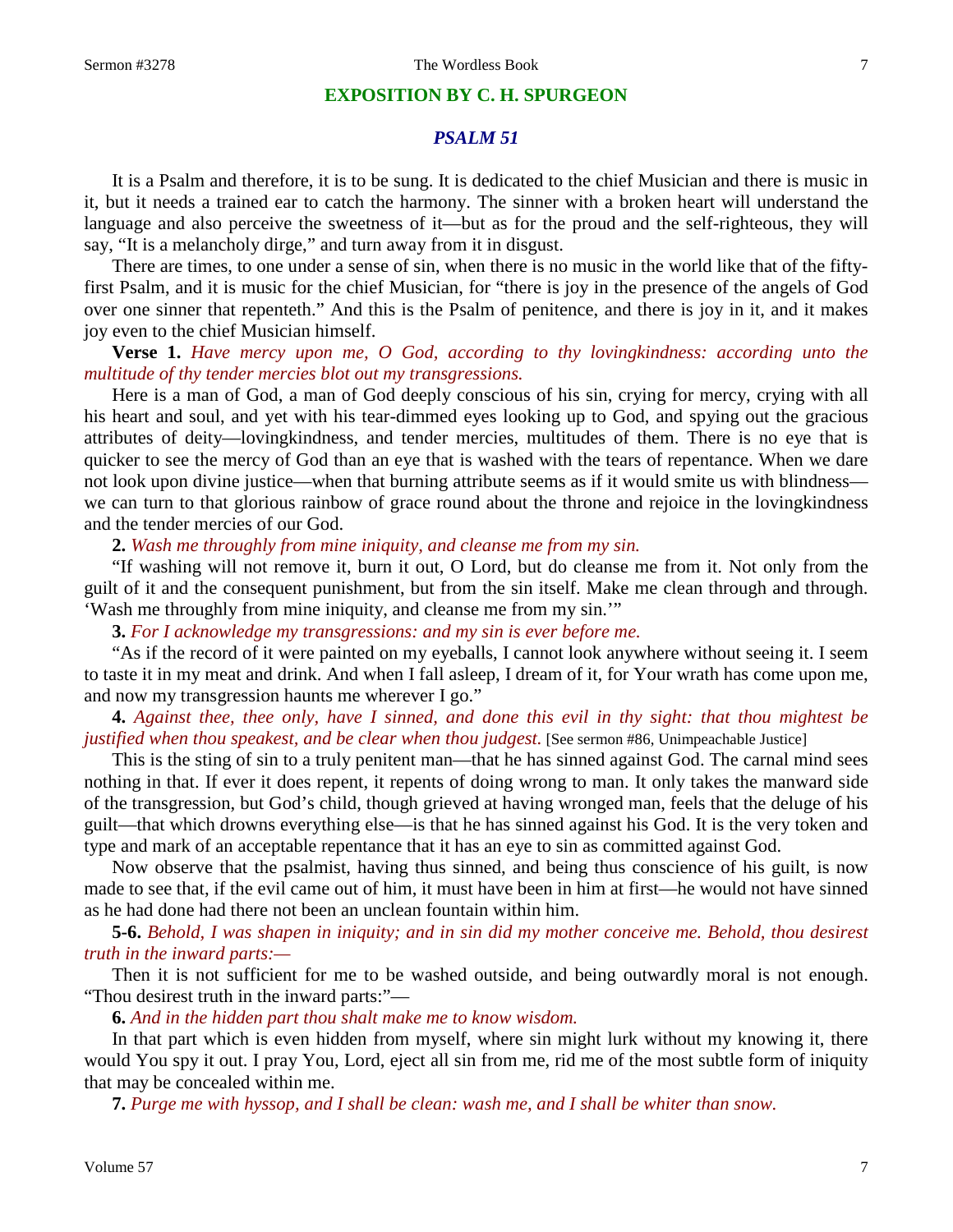## EXPOSITION BY C. H. SPURGEON

### *PSALM 51*

It is a Psalm and therefore, it is to be sung. It is dedicated to the chief Musician and there is music in it, but it needs a trained ear to catch the harmony. The sinner with a broken heart will understand the language and also perceive the sweetness of it—but as for the proud and the self-righteous, they will say, "It is a melancholy dirge," and turn away from it in disgust.

There are times, to one under a sense of sin, when there is no music in the world like that of the fifty-first Psalm, and it is music for the chief Musician, for "there is joy in the presence of the angels of God over one sinner that repenteth." And this is the Psalm of penitence, and there is joy in it, and it makes joy even to the chief Musician himself.

**Verse 1.** *Have mercy upon me, O God, according to thy lovingkindness: according unto the multitude of thy tender mercies blot out my transgressions.*

Here is a man of God, a man of God deeply conscious of his sin, crying for mercy, crying with all his heart and soul, and yet with his tear-dimmed eyes looking up to God, and spying out the gracious attributes of deity—lovingkindness, and tender mercies, multitudes of them. There is no eye that is quicker to see the mercy of God than an eye that is washed with the tears of repentance. When we dare not look upon divine justice—when that burning attribute seems as if it would smite us with blindness—we can turn to that glorious rainbow of grace round about the throne and rejoice in the lovingkindness and the tender mercies of our God.

**2.** *Wash me throughly from mine iniquity, and cleanse me from my sin.*

"If washing will not remove it, burn it out, O Lord, but do cleanse me from it. Not only from the guilt of it and the consequent punishment, but from the sin itself. Make me clean through and through. 'Wash me throughly from mine iniquity, and cleanse me from my sin.'"

**3.** *For I acknowledge my transgressions: and my sin is ever before me.*

"As if the record of it were painted on my eyeballs, I cannot look anywhere without seeing it. I seem to taste it in my meat and drink. And when I fall asleep, I dream of it, for Your wrath has come upon me, and now my transgression haunts me wherever I go."

**4.** *Against thee, thee only, have I sinned, and done this evil in thy sight: that thou mightest be justified when thou speakest, and be clear when thou judgest.* [See sermon #86, Unimpeachable Justice]

This is the sting of sin to a truly penitent man—that he has sinned against God. The carnal mind sees nothing in that. If ever it does repent, it repents of doing wrong to man. It only takes the manward side of the transgression, but God's child, though grieved at having wronged man, feels that the deluge of his guilt—that which drowns everything else—is that he has sinned against his God. It is the very token and type and mark of an acceptable repentance that it has an eye to sin as committed against God.

Now observe that the psalmist, having thus sinned, and being thus conscience of his guilt, is now made to see that, if the evil came out of him, it must have been in him at first—he would not have sinned as he had done had there not been an unclean fountain within him.

**5-6.** *Behold, I was shapen in iniquity; and in sin did my mother conceive me. Behold, thou desirest truth in the inward parts:—*

Then it is not sufficient for me to be washed outside, and being outwardly moral is not enough. "Thou desirest truth in the inward parts:"—

**6.** *And in the hidden part thou shalt make me to know wisdom.*

In that part which is even hidden from myself, where sin might lurk without my knowing it, there would You spy it out. I pray You, Lord, eject all sin from me, rid me of the most subtle form of iniquity that may be concealed within me.

**7.** *Purge me with hyssop, and I shall be clean: wash me, and I shall be whiter than snow.*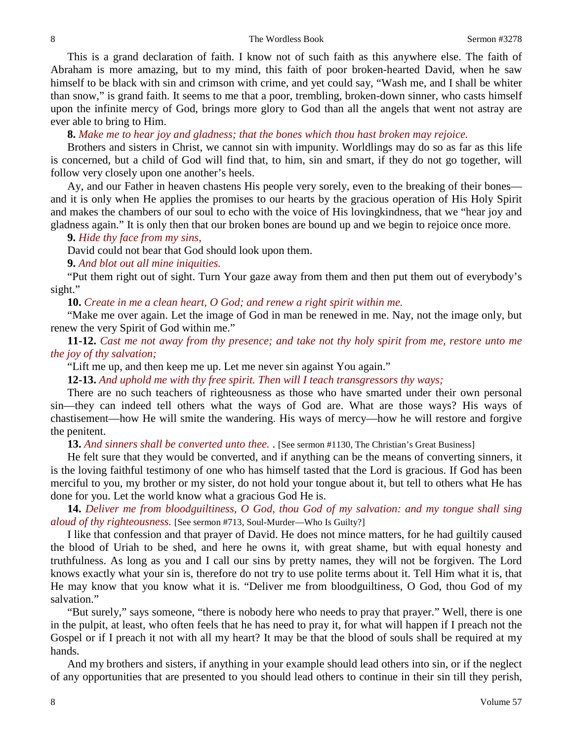This is a grand declaration of faith. I know not of such faith as this anywhere else. The faith of Abraham is more amazing, but to my mind, this faith of poor broken-hearted David, when he saw himself to be black with sin and crimson with crime, and yet could say, "Wash me, and I shall be whiter than snow," is grand faith. It seems to me that a poor, trembling, broken-down sinner, who casts himself upon the infinite mercy of God, brings more glory to God than all the angels that went not astray are ever able to bring to Him.

**8.** *Make me to hear joy and gladness; that the bones which thou hast broken may rejoice.*

Brothers and sisters in Christ, we cannot sin with impunity. Worldlings may do so as far as this life is concerned, but a child of God will find that, to him, sin and smart, if they do not go together, will follow very closely upon one another's heels.

Ay, and our Father in heaven chastens His people very sorely, even to the breaking of their bones—and it is only when He applies the promises to our hearts by the gracious operation of His Holy Spirit and makes the chambers of our soul to echo with the voice of His lovingkindness, that we "hear joy and gladness again." It is only then that our broken bones are bound up and we begin to rejoice once more.

**9.** *Hide thy face from my sins,*

David could not bear that God should look upon them.

**9.** *And blot out all mine iniquities.*

"Put them right out of sight. Turn Your gaze away from them and then put them out of everybody's sight."

**10.** *Create in me a clean heart, O God; and renew a right spirit within me.*

"Make me over again. Let the image of God in man be renewed in me. Nay, not the image only, but renew the very Spirit of God within me."

**11-12.** *Cast me not away from thy presence; and take not thy holy spirit from me, restore unto me the joy of thy salvation;*

"Lift me up, and then keep me up. Let me never sin against You again."

**12-13.** *And uphold me with thy free spirit. Then will I teach transgressors thy ways;*

There are no such teachers of righteousness as those who have smarted under their own personal sin—they can indeed tell others what the ways of God are. What are those ways? His ways of chastisement—how He will smite the wandering. His ways of mercy—how he will restore and forgive the penitent.

**13.** *And sinners shall be converted unto thee.* . [See sermon #1130, The Christian's Great Business]

He felt sure that they would be converted, and if anything can be the means of converting sinners, it is the loving faithful testimony of one who has himself tasted that the Lord is gracious. If God has been merciful to you, my brother or my sister, do not hold your tongue about it, but tell to others what He has done for you. Let the world know what a gracious God He is.

**14.** *Deliver me from bloodguiltiness, O God, thou God of my salvation: and my tongue shall sing aloud of thy righteousness.* [See sermon #713, Soul-Murder—Who Is Guilty?]

I like that confession and that prayer of David. He does not mince matters, for he had guiltily caused the blood of Uriah to be shed, and here he owns it, with great shame, but with equal honesty and truthfulness. As long as you and I call our sins by pretty names, they will not be forgiven. The Lord knows exactly what your sin is, therefore do not try to use polite terms about it. Tell Him what it is, that He may know that you know what it is. "Deliver me from bloodguiltiness, O God, thou God of my salvation."

"But surely," says someone, "there is nobody here who needs to pray that prayer." Well, there is one in the pulpit, at least, who often feels that he has need to pray it, for what will happen if I preach not the Gospel or if I preach it not with all my heart? It may be that the blood of souls shall be required at my hands.

And my brothers and sisters, if anything in your example should lead others into sin, or if the neglect of any opportunities that are presented to you should lead others to continue in their sin till they perish,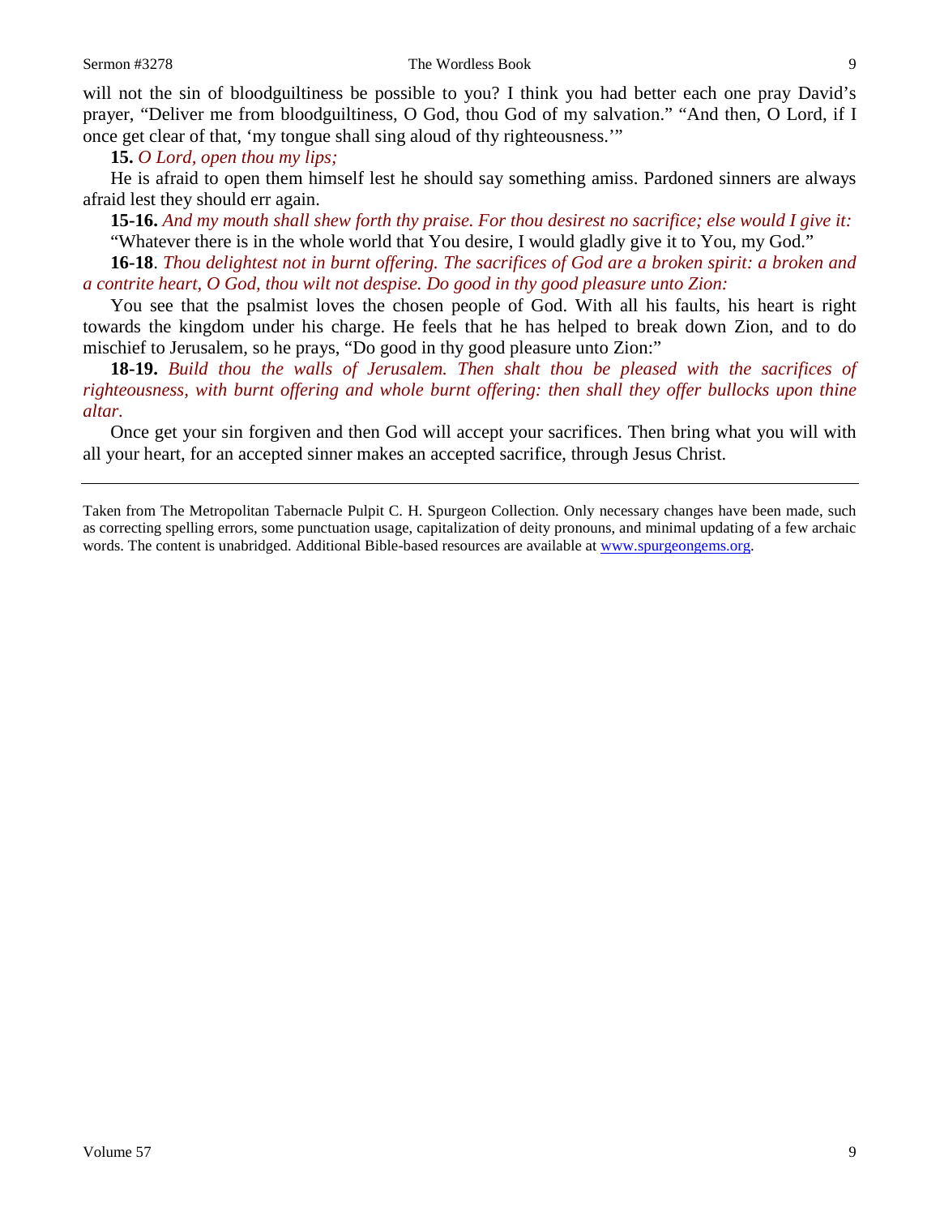will not the sin of bloodguiltiness be possible to you? I think you had better each one pray David's prayer, "Deliver me from bloodguiltiness, O God, thou God of my salvation." "And then, O Lord, if I once get clear of that, 'my tongue shall sing aloud of thy righteousness.'"

**15.** *O Lord, open thou my lips;*

He is afraid to open them himself lest he should say something amiss. Pardoned sinners are always afraid lest they should err again.

**15-16.** *And my mouth shall shew forth thy praise. For thou desirest no sacrifice; else would I give it:*

"Whatever there is in the whole world that You desire, I would gladly give it to You, my God."

**16-18**. *Thou delightest not in burnt offering. The sacrifices of God are a broken spirit: a broken and a contrite heart, O God, thou wilt not despise. Do good in thy good pleasure unto Zion:*

You see that the psalmist loves the chosen people of God. With all his faults, his heart is right towards the kingdom under his charge. He feels that he has helped to break down Zion, and to do mischief to Jerusalem, so he prays, "Do good in thy good pleasure unto Zion:"

**18-19.** *Build thou the walls of Jerusalem. Then shalt thou be pleased with the sacrifices of righteousness, with burnt offering and whole burnt offering: then shall they offer bullocks upon thine altar.*

Once get your sin forgiven and then God will accept your sacrifices. Then bring what you will with all your heart, for an accepted sinner makes an accepted sacrifice, through Jesus Christ.

---

Taken from The Metropolitan Tabernacle Pulpit C. H. Spurgeon Collection. Only necessary changes have been made, such as correcting spelling errors, some punctuation usage, capitalization of deity pronouns, and minimal updating of a few archaic words. The content is unabridged. Additional Bible-based resources are available at www.spurgeongems.org.